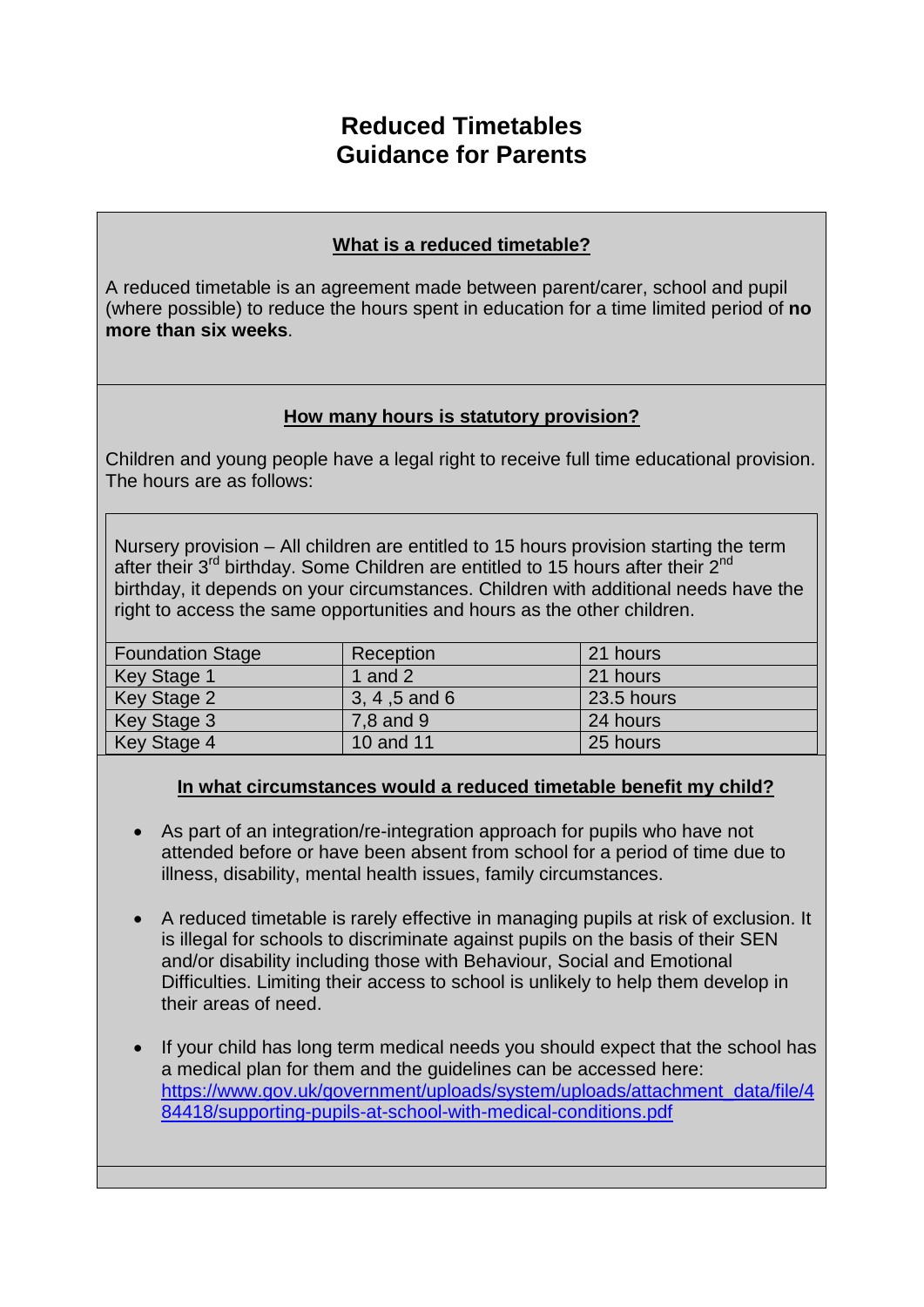# Reduced Timetables
# Guidance for Parents

### What is a reduced timetable?

A reduced timetable is an agreement made between parent/carer, school and pupil (where possible) to reduce the hours spent in education for a time limited period of **no more than six weeks**.

### How many hours is statutory provision?

Children and young people have a legal right to receive full time educational provision. The hours are as follows:

Nursery provision – All children are entitled to 15 hours provision starting the term after their 3rd birthday. Some Children are entitled to 15 hours after their 2nd birthday, it depends on your circumstances. Children with additional needs have the right to access the same opportunities and hours as the other children.

| Foundation Stage | Reception | 21 hours |
|---|---|---|
| Key Stage 1 | 1 and 2 | 21 hours |
| Key Stage 2 | 3, 4 ,5 and 6 | 23.5 hours |
| Key Stage 3 | 7,8 and 9 | 24 hours |
| Key Stage 4 | 10 and 11 | 25 hours |

### In what circumstances would a reduced timetable benefit my child?

- As part of an integration/re-integration approach for pupils who have not attended before or have been absent from school for a period of time due to illness, disability, mental health issues, family circumstances.

- A reduced timetable is rarely effective in managing pupils at risk of exclusion. It is illegal for schools to discriminate against pupils on the basis of their SEN and/or disability including those with Behaviour, Social and Emotional Difficulties. Limiting their access to school is unlikely to help them develop in their areas of need.

- If your child has long term medical needs you should expect that the school has a medical plan for them and the guidelines can be accessed here: [https://www.gov.uk/government/uploads/system/uploads/attachment_data/file/484418/supporting-pupils-at-school-with-medical-conditions.pdf](https://www.gov.uk/government/uploads/system/uploads/attachment_data/file/484418/supporting-pupils-at-school-with-medical-conditions.pdf)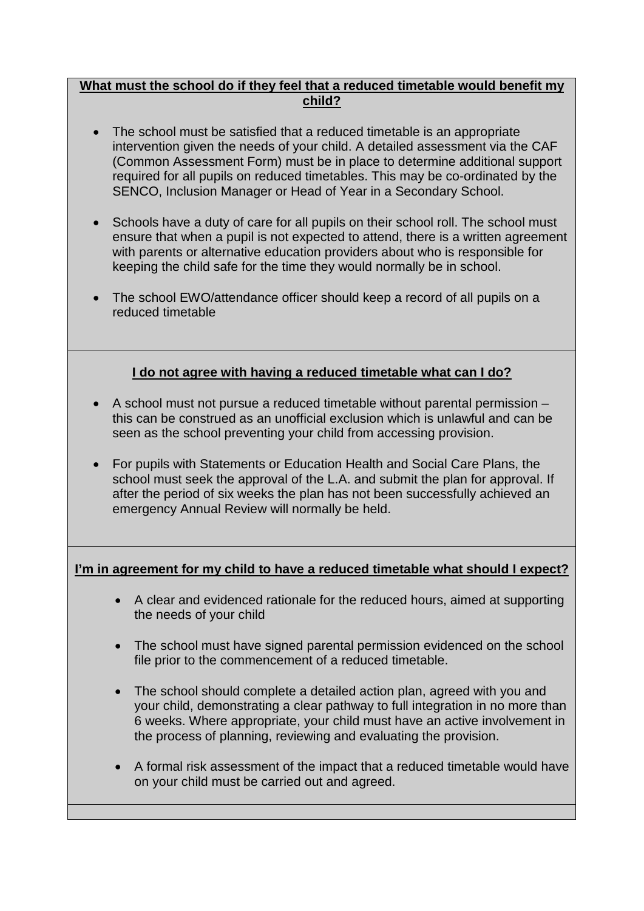## What must the school do if they feel that a reduced timetable would benefit my child?

- The school must be satisfied that a reduced timetable is an appropriate intervention given the needs of your child. A detailed assessment via the CAF (Common Assessment Form) must be in place to determine additional support required for all pupils on reduced timetables. This may be co-ordinated by the SENCO, Inclusion Manager or Head of Year in a Secondary School.
- Schools have a duty of care for all pupils on their school roll. The school must ensure that when a pupil is not expected to attend, there is a written agreement with parents or alternative education providers about who is responsible for keeping the child safe for the time they would normally be in school.
- The school EWO/attendance officer should keep a record of all pupils on a reduced timetable

## I do not agree with having a reduced timetable what can I do?

- A school must not pursue a reduced timetable without parental permission – this can be construed as an unofficial exclusion which is unlawful and can be seen as the school preventing your child from accessing provision.
- For pupils with Statements or Education Health and Social Care Plans, the school must seek the approval of the L.A. and submit the plan for approval. If after the period of six weeks the plan has not been successfully achieved an emergency Annual Review will normally be held.

## I'm in agreement for my child to have a reduced timetable what should I expect?

- A clear and evidenced rationale for the reduced hours, aimed at supporting the needs of your child
- The school must have signed parental permission evidenced on the school file prior to the commencement of a reduced timetable.
- The school should complete a detailed action plan, agreed with you and your child, demonstrating a clear pathway to full integration in no more than 6 weeks. Where appropriate, your child must have an active involvement in the process of planning, reviewing and evaluating the provision.
- A formal risk assessment of the impact that a reduced timetable would have on your child must be carried out and agreed.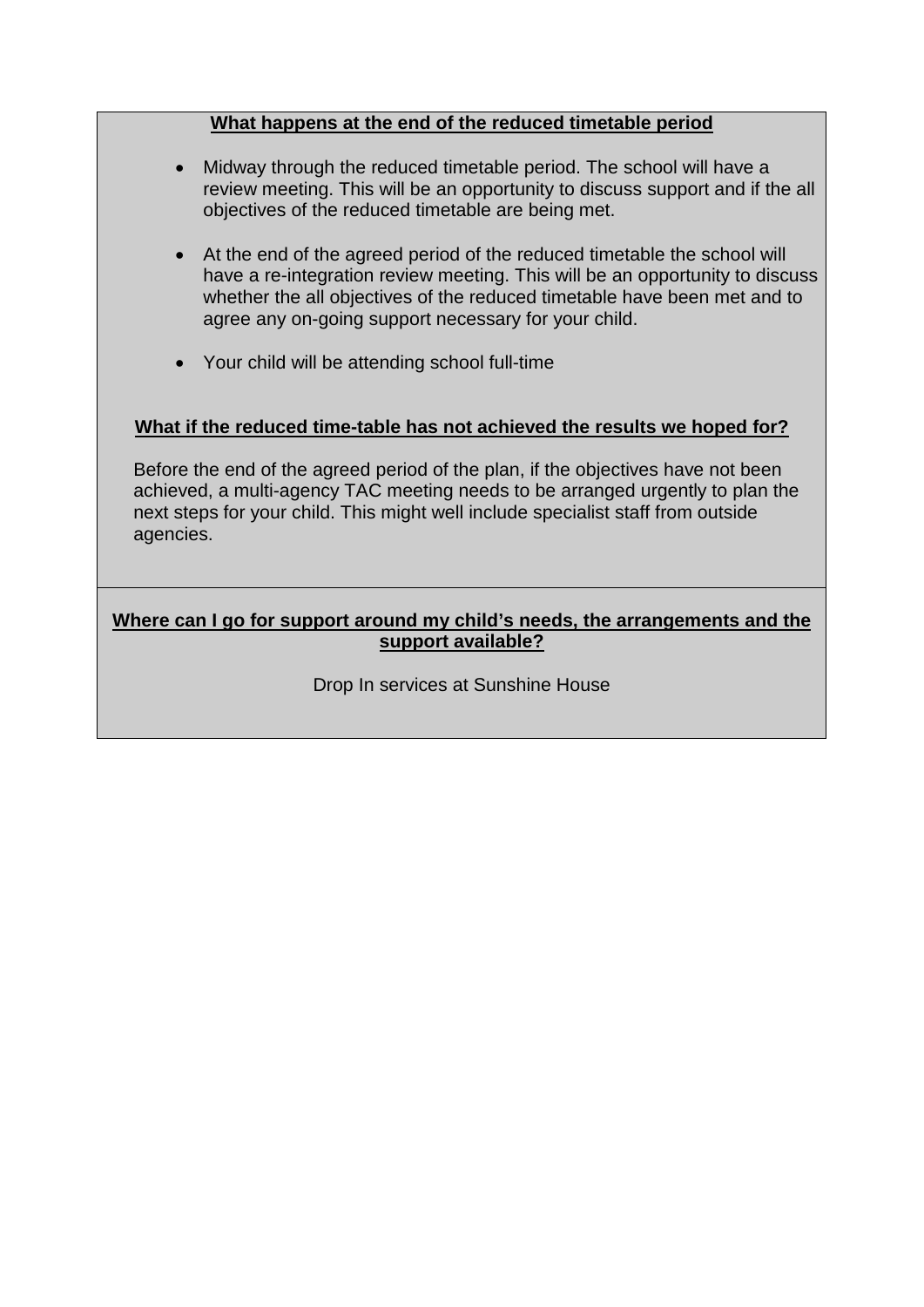**What happens at the end of the reduced timetable period**

- Midway through the reduced timetable period. The school will have a review meeting. This will be an opportunity to discuss support and if the all objectives of the reduced timetable are being met.
- At the end of the agreed period of the reduced timetable the school will have a re-integration review meeting. This will be an opportunity to discuss whether the all objectives of the reduced timetable have been met and to agree any on-going support necessary for your child.
- Your child will be attending school full-time

**What if the reduced time-table has not achieved the results we hoped for?**

Before the end of the agreed period of the plan, if the objectives have not been achieved, a multi-agency TAC meeting needs to be arranged urgently to plan the next steps for your child. This might well include specialist staff from outside agencies.

**Where can I go for support around my child's needs, the arrangements and the support available?**

Drop In services at Sunshine House